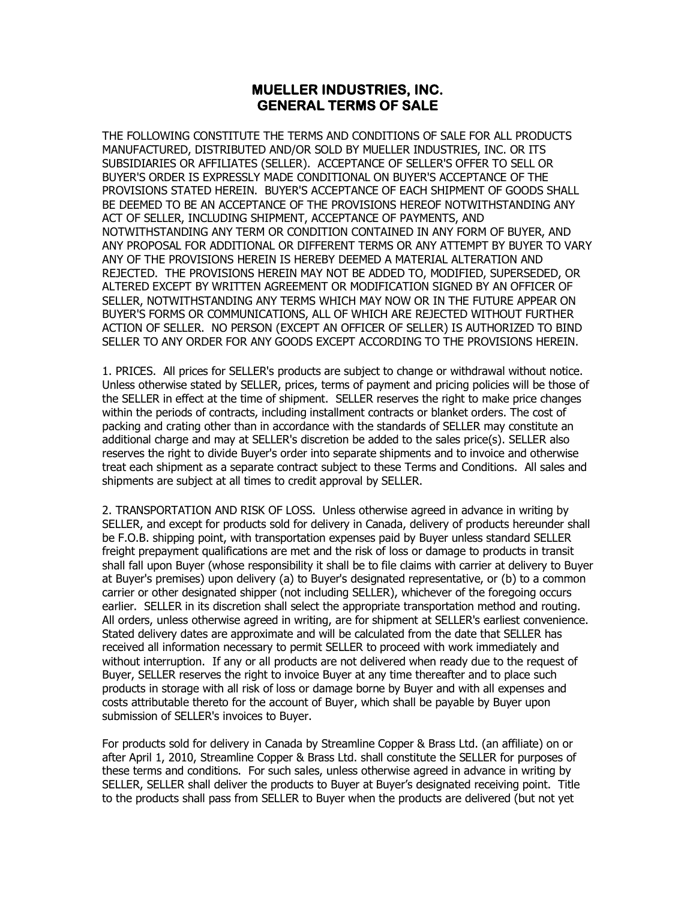# MUELLER INDUSTRIES, INC.
# GENERAL TERMS OF SALE

THE FOLLOWING CONSTITUTE THE TERMS AND CONDITIONS OF SALE FOR ALL PRODUCTS MANUFACTURED, DISTRIBUTED AND/OR SOLD BY MUELLER INDUSTRIES, INC. OR ITS SUBSIDIARIES OR AFFILIATES (SELLER). ACCEPTANCE OF SELLER'S OFFER TO SELL OR BUYER'S ORDER IS EXPRESSLY MADE CONDITIONAL ON BUYER'S ACCEPTANCE OF THE PROVISIONS STATED HEREIN. BUYER'S ACCEPTANCE OF EACH SHIPMENT OF GOODS SHALL BE DEEMED TO BE AN ACCEPTANCE OF THE PROVISIONS HEREOF NOTWITHSTANDING ANY ACT OF SELLER, INCLUDING SHIPMENT, ACCEPTANCE OF PAYMENTS, AND NOTWITHSTANDING ANY TERM OR CONDITION CONTAINED IN ANY FORM OF BUYER, AND ANY PROPOSAL FOR ADDITIONAL OR DIFFERENT TERMS OR ANY ATTEMPT BY BUYER TO VARY ANY OF THE PROVISIONS HEREIN IS HEREBY DEEMED A MATERIAL ALTERATION AND REJECTED. THE PROVISIONS HEREIN MAY NOT BE ADDED TO, MODIFIED, SUPERSEDED, OR ALTERED EXCEPT BY WRITTEN AGREEMENT OR MODIFICATION SIGNED BY AN OFFICER OF SELLER, NOTWITHSTANDING ANY TERMS WHICH MAY NOW OR IN THE FUTURE APPEAR ON BUYER'S FORMS OR COMMUNICATIONS, ALL OF WHICH ARE REJECTED WITHOUT FURTHER ACTION OF SELLER. NO PERSON (EXCEPT AN OFFICER OF SELLER) IS AUTHORIZED TO BIND SELLER TO ANY ORDER FOR ANY GOODS EXCEPT ACCORDING TO THE PROVISIONS HEREIN.

1. PRICES. All prices for SELLER's products are subject to change or withdrawal without notice. Unless otherwise stated by SELLER, prices, terms of payment and pricing policies will be those of the SELLER in effect at the time of shipment. SELLER reserves the right to make price changes within the periods of contracts, including installment contracts or blanket orders. The cost of packing and crating other than in accordance with the standards of SELLER may constitute an additional charge and may at SELLER's discretion be added to the sales price(s). SELLER also reserves the right to divide Buyer's order into separate shipments and to invoice and otherwise treat each shipment as a separate contract subject to these Terms and Conditions. All sales and shipments are subject at all times to credit approval by SELLER.

2. TRANSPORTATION AND RISK OF LOSS. Unless otherwise agreed in advance in writing by SELLER, and except for products sold for delivery in Canada, delivery of products hereunder shall be F.O.B. shipping point, with transportation expenses paid by Buyer unless standard SELLER freight prepayment qualifications are met and the risk of loss or damage to products in transit shall fall upon Buyer (whose responsibility it shall be to file claims with carrier at delivery to Buyer at Buyer's premises) upon delivery (a) to Buyer's designated representative, or (b) to a common carrier or other designated shipper (not including SELLER), whichever of the foregoing occurs earlier. SELLER in its discretion shall select the appropriate transportation method and routing. All orders, unless otherwise agreed in writing, are for shipment at SELLER's earliest convenience. Stated delivery dates are approximate and will be calculated from the date that SELLER has received all information necessary to permit SELLER to proceed with work immediately and without interruption. If any or all products are not delivered when ready due to the request of Buyer, SELLER reserves the right to invoice Buyer at any time thereafter and to place such products in storage with all risk of loss or damage borne by Buyer and with all expenses and costs attributable thereto for the account of Buyer, which shall be payable by Buyer upon submission of SELLER's invoices to Buyer.

For products sold for delivery in Canada by Streamline Copper & Brass Ltd. (an affiliate) on or after April 1, 2010, Streamline Copper & Brass Ltd. shall constitute the SELLER for purposes of these terms and conditions. For such sales, unless otherwise agreed in advance in writing by SELLER, SELLER shall deliver the products to Buyer at Buyer's designated receiving point. Title to the products shall pass from SELLER to Buyer when the products are delivered (but not yet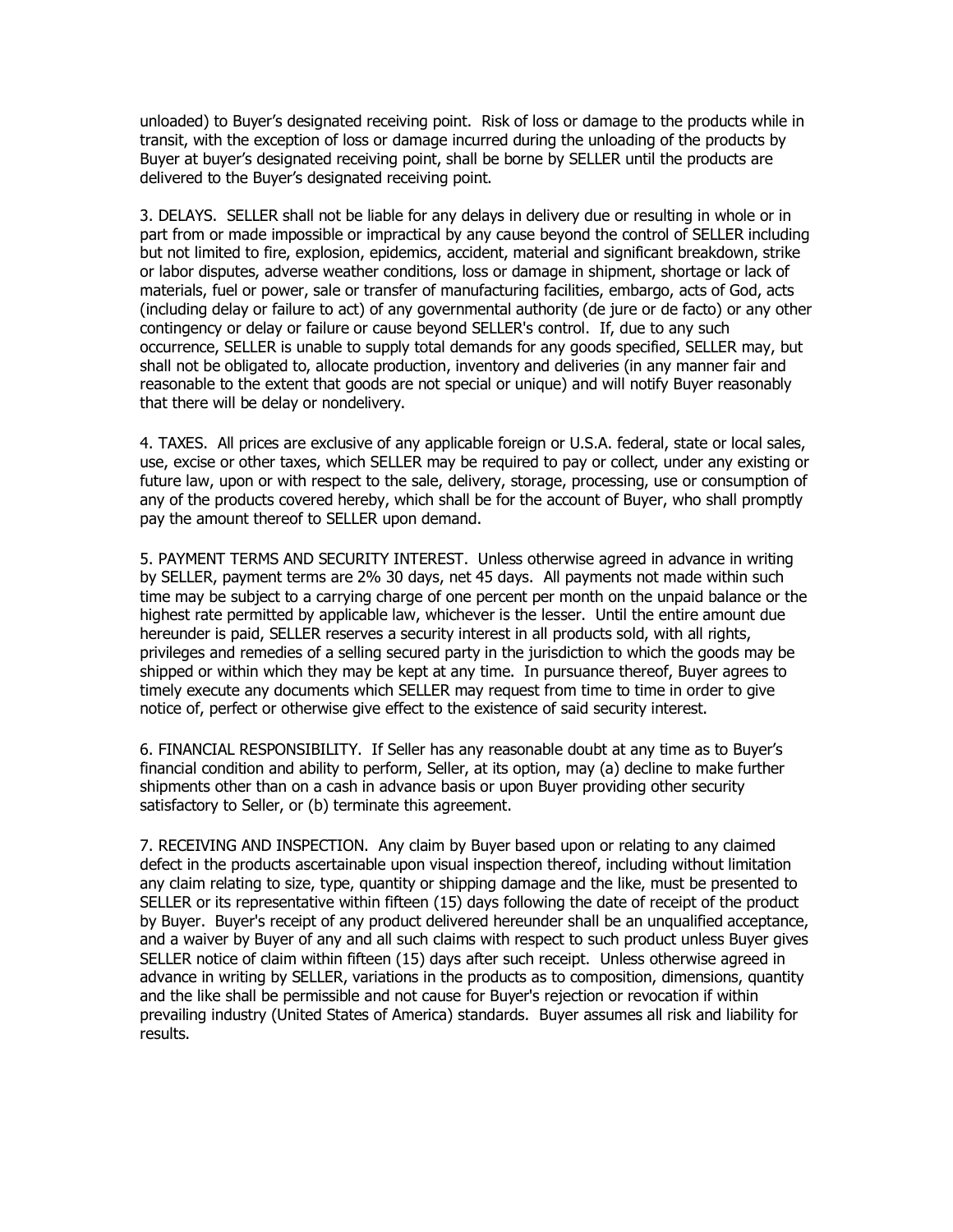unloaded) to Buyer's designated receiving point. Risk of loss or damage to the products while in transit, with the exception of loss or damage incurred during the unloading of the products by Buyer at buyer's designated receiving point, shall be borne by SELLER until the products are delivered to the Buyer's designated receiving point.

3. DELAYS. SELLER shall not be liable for any delays in delivery due or resulting in whole or in part from or made impossible or impractical by any cause beyond the control of SELLER including but not limited to fire, explosion, epidemics, accident, material and significant breakdown, strike or labor disputes, adverse weather conditions, loss or damage in shipment, shortage or lack of materials, fuel or power, sale or transfer of manufacturing facilities, embargo, acts of God, acts (including delay or failure to act) of any governmental authority (de jure or de facto) or any other contingency or delay or failure or cause beyond SELLER's control. If, due to any such occurrence, SELLER is unable to supply total demands for any goods specified, SELLER may, but shall not be obligated to, allocate production, inventory and deliveries (in any manner fair and reasonable to the extent that goods are not special or unique) and will notify Buyer reasonably that there will be delay or nondelivery.

4. TAXES. All prices are exclusive of any applicable foreign or U.S.A. federal, state or local sales, use, excise or other taxes, which SELLER may be required to pay or collect, under any existing or future law, upon or with respect to the sale, delivery, storage, processing, use or consumption of any of the products covered hereby, which shall be for the account of Buyer, who shall promptly pay the amount thereof to SELLER upon demand.

5. PAYMENT TERMS AND SECURITY INTEREST. Unless otherwise agreed in advance in writing by SELLER, payment terms are 2% 30 days, net 45 days. All payments not made within such time may be subject to a carrying charge of one percent per month on the unpaid balance or the highest rate permitted by applicable law, whichever is the lesser. Until the entire amount due hereunder is paid, SELLER reserves a security interest in all products sold, with all rights, privileges and remedies of a selling secured party in the jurisdiction to which the goods may be shipped or within which they may be kept at any time. In pursuance thereof, Buyer agrees to timely execute any documents which SELLER may request from time to time in order to give notice of, perfect or otherwise give effect to the existence of said security interest.

6. FINANCIAL RESPONSIBILITY. If Seller has any reasonable doubt at any time as to Buyer's financial condition and ability to perform, Seller, at its option, may (a) decline to make further shipments other than on a cash in advance basis or upon Buyer providing other security satisfactory to Seller, or (b) terminate this agreement.

7. RECEIVING AND INSPECTION. Any claim by Buyer based upon or relating to any claimed defect in the products ascertainable upon visual inspection thereof, including without limitation any claim relating to size, type, quantity or shipping damage and the like, must be presented to SELLER or its representative within fifteen (15) days following the date of receipt of the product by Buyer. Buyer's receipt of any product delivered hereunder shall be an unqualified acceptance, and a waiver by Buyer of any and all such claims with respect to such product unless Buyer gives SELLER notice of claim within fifteen (15) days after such receipt. Unless otherwise agreed in advance in writing by SELLER, variations in the products as to composition, dimensions, quantity and the like shall be permissible and not cause for Buyer's rejection or revocation if within prevailing industry (United States of America) standards. Buyer assumes all risk and liability for results.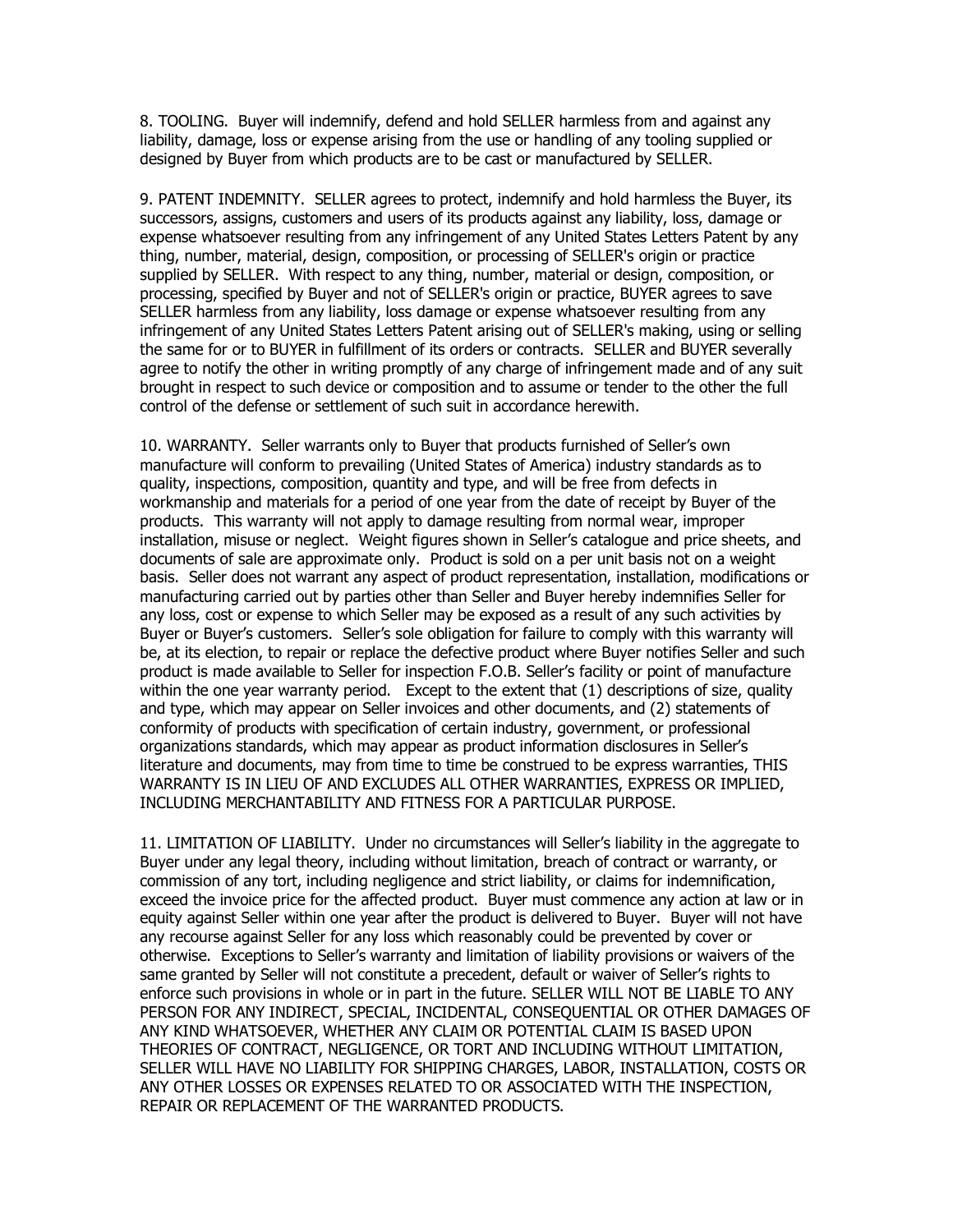8. TOOLING.  Buyer will indemnify, defend and hold SELLER harmless from and against any liability, damage, loss or expense arising from the use or handling of any tooling supplied or designed by Buyer from which products are to be cast or manufactured by SELLER.

9. PATENT INDEMNITY.  SELLER agrees to protect, indemnify and hold harmless the Buyer, its successors, assigns, customers and users of its products against any liability, loss, damage or expense whatsoever resulting from any infringement of any United States Letters Patent by any thing, number, material, design, composition, or processing of SELLER's origin or practice supplied by SELLER.  With respect to any thing, number, material or design, composition, or processing, specified by Buyer and not of SELLER's origin or practice, BUYER agrees to save SELLER harmless from any liability, loss damage or expense whatsoever resulting from any infringement of any United States Letters Patent arising out of SELLER's making, using or selling the same for or to BUYER in fulfillment of its orders or contracts.  SELLER and BUYER severally agree to notify the other in writing promptly of any charge of infringement made and of any suit brought in respect to such device or composition and to assume or tender to the other the full control of the defense or settlement of such suit in accordance herewith.

10. WARRANTY.  Seller warrants only to Buyer that products furnished of Seller's own manufacture will conform to prevailing (United States of America) industry standards as to quality, inspections, composition, quantity and type, and will be free from defects in workmanship and materials for a period of one year from the date of receipt by Buyer of the products.  This warranty will not apply to damage resulting from normal wear, improper installation, misuse or neglect.  Weight figures shown in Seller's catalogue and price sheets, and documents of sale are approximate only.  Product is sold on a per unit basis not on a weight basis.  Seller does not warrant any aspect of product representation, installation, modifications or manufacturing carried out by parties other than Seller and Buyer hereby indemnifies Seller for any loss, cost or expense to which Seller may be exposed as a result of any such activities by Buyer or Buyer's customers.  Seller's sole obligation for failure to comply with this warranty will be, at its election, to repair or replace the defective product where Buyer notifies Seller and such product is made available to Seller for inspection F.O.B. Seller's facility or point of manufacture within the one year warranty period.   Except to the extent that (1) descriptions of size, quality and type, which may appear on Seller invoices and other documents, and (2) statements of conformity of products with specification of certain industry, government, or professional organizations standards, which may appear as product information disclosures in Seller's literature and documents, may from time to time be construed to be express warranties, THIS WARRANTY IS IN LIEU OF AND EXCLUDES ALL OTHER WARRANTIES, EXPRESS OR IMPLIED, INCLUDING MERCHANTABILITY AND FITNESS FOR A PARTICULAR PURPOSE.

11. LIMITATION OF LIABILITY.  Under no circumstances will Seller's liability in the aggregate to Buyer under any legal theory, including without limitation, breach of contract or warranty, or commission of any tort, including negligence and strict liability, or claims for indemnification, exceed the invoice price for the affected product.  Buyer must commence any action at law or in equity against Seller within one year after the product is delivered to Buyer.  Buyer will not have any recourse against Seller for any loss which reasonably could be prevented by cover or otherwise.  Exceptions to Seller's warranty and limitation of liability provisions or waivers of the same granted by Seller will not constitute a precedent, default or waiver of Seller's rights to enforce such provisions in whole or in part in the future. SELLER WILL NOT BE LIABLE TO ANY PERSON FOR ANY INDIRECT, SPECIAL, INCIDENTAL, CONSEQUENTIAL OR OTHER DAMAGES OF ANY KIND WHATSOEVER, WHETHER ANY CLAIM OR POTENTIAL CLAIM IS BASED UPON THEORIES OF CONTRACT, NEGLIGENCE, OR TORT AND INCLUDING WITHOUT LIMITATION, SELLER WILL HAVE NO LIABILITY FOR SHIPPING CHARGES, LABOR, INSTALLATION, COSTS OR ANY OTHER LOSSES OR EXPENSES RELATED TO OR ASSOCIATED WITH THE INSPECTION, REPAIR OR REPLACEMENT OF THE WARRANTED PRODUCTS.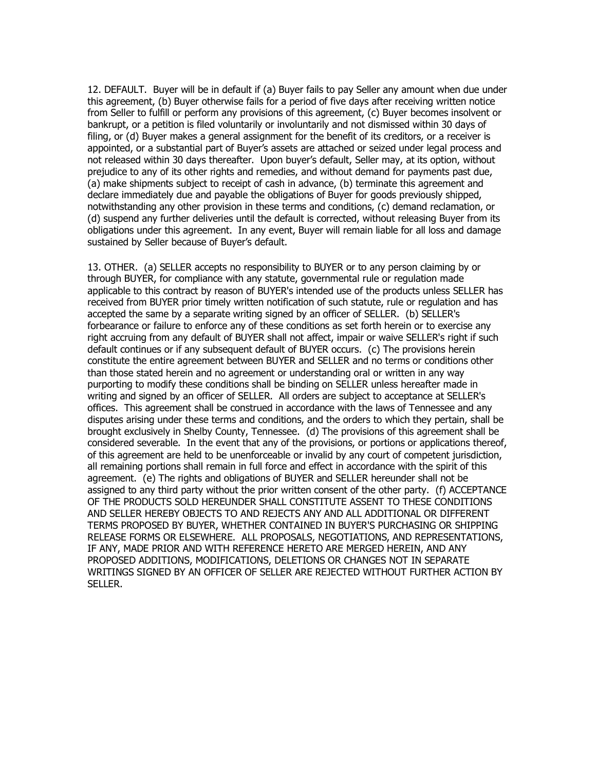12. DEFAULT. Buyer will be in default if (a) Buyer fails to pay Seller any amount when due under this agreement, (b) Buyer otherwise fails for a period of five days after receiving written notice from Seller to fulfill or perform any provisions of this agreement, (c) Buyer becomes insolvent or bankrupt, or a petition is filed voluntarily or involuntarily and not dismissed within 30 days of filing, or (d) Buyer makes a general assignment for the benefit of its creditors, or a receiver is appointed, or a substantial part of Buyer's assets are attached or seized under legal process and not released within 30 days thereafter. Upon buyer's default, Seller may, at its option, without prejudice to any of its other rights and remedies, and without demand for payments past due, (a) make shipments subject to receipt of cash in advance, (b) terminate this agreement and declare immediately due and payable the obligations of Buyer for goods previously shipped, notwithstanding any other provision in these terms and conditions, (c) demand reclamation, or (d) suspend any further deliveries until the default is corrected, without releasing Buyer from its obligations under this agreement. In any event, Buyer will remain liable for all loss and damage sustained by Seller because of Buyer's default.

13. OTHER. (a) SELLER accepts no responsibility to BUYER or to any person claiming by or through BUYER, for compliance with any statute, governmental rule or regulation made applicable to this contract by reason of BUYER's intended use of the products unless SELLER has received from BUYER prior timely written notification of such statute, rule or regulation and has accepted the same by a separate writing signed by an officer of SELLER. (b) SELLER's forbearance or failure to enforce any of these conditions as set forth herein or to exercise any right accruing from any default of BUYER shall not affect, impair or waive SELLER's right if such default continues or if any subsequent default of BUYER occurs. (c) The provisions herein constitute the entire agreement between BUYER and SELLER and no terms or conditions other than those stated herein and no agreement or understanding oral or written in any way purporting to modify these conditions shall be binding on SELLER unless hereafter made in writing and signed by an officer of SELLER. All orders are subject to acceptance at SELLER's offices. This agreement shall be construed in accordance with the laws of Tennessee and any disputes arising under these terms and conditions, and the orders to which they pertain, shall be brought exclusively in Shelby County, Tennessee. (d) The provisions of this agreement shall be considered severable. In the event that any of the provisions, or portions or applications thereof, of this agreement are held to be unenforceable or invalid by any court of competent jurisdiction, all remaining portions shall remain in full force and effect in accordance with the spirit of this agreement. (e) The rights and obligations of BUYER and SELLER hereunder shall not be assigned to any third party without the prior written consent of the other party. (f) ACCEPTANCE OF THE PRODUCTS SOLD HEREUNDER SHALL CONSTITUTE ASSENT TO THESE CONDITIONS AND SELLER HEREBY OBJECTS TO AND REJECTS ANY AND ALL ADDITIONAL OR DIFFERENT TERMS PROPOSED BY BUYER, WHETHER CONTAINED IN BUYER'S PURCHASING OR SHIPPING RELEASE FORMS OR ELSEWHERE. ALL PROPOSALS, NEGOTIATIONS, AND REPRESENTATIONS, IF ANY, MADE PRIOR AND WITH REFERENCE HERETO ARE MERGED HEREIN, AND ANY PROPOSED ADDITIONS, MODIFICATIONS, DELETIONS OR CHANGES NOT IN SEPARATE WRITINGS SIGNED BY AN OFFICER OF SELLER ARE REJECTED WITHOUT FURTHER ACTION BY SELLER.